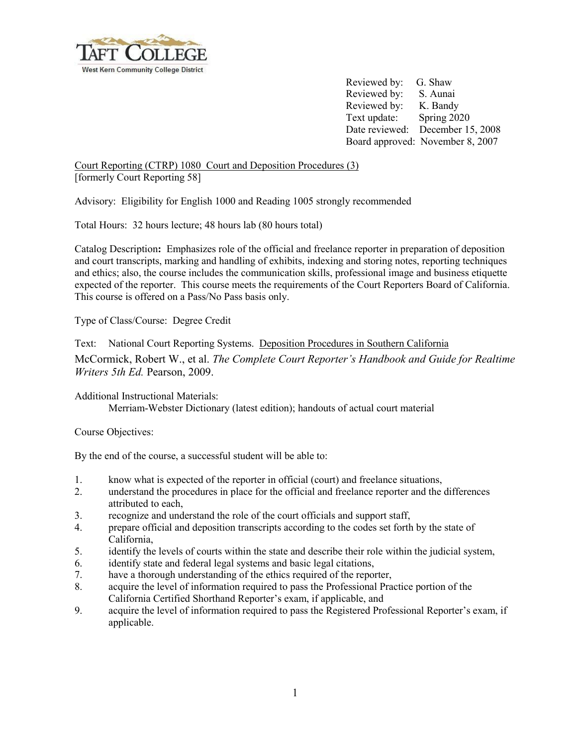Reviewed by: G. Shaw
Reviewed by: S. Aunai
Reviewed by: K. Bandy
Text update: Spring 2020
Date reviewed: December 15, 2008
Board approved: November 8, 2007

Court Reporting (CTRP) 1080 Court and Deposition Procedures (3)
[formerly Court Reporting 58]

Advisory: Eligibility for English 1000 and Reading 1005 strongly recommended

Total Hours: 32 hours lecture; 48 hours lab (80 hours total)

Catalog Description**:** Emphasizes role of the official and freelance reporter in preparation of deposition and court transcripts, marking and handling of exhibits, indexing and storing notes, reporting techniques and ethics; also, the course includes the communication skills, professional image and business etiquette expected of the reporter. This course meets the requirements of the Court Reporters Board of California. This course is offered on a Pass/No Pass basis only.

Type of Class/Course: Degree Credit

Text: National Court Reporting Systems. Deposition Procedures in Southern California
McCormick, Robert W., et al. *The Complete Court Reporter's Handbook and Guide for Realtime Writers 5th Ed.* Pearson, 2009.

Additional Instructional Materials:
Merriam-Webster Dictionary (latest edition); handouts of actual court material

Course Objectives:

By the end of the course, a successful student will be able to:

1. know what is expected of the reporter in official (court) and freelance situations,
2. understand the procedures in place for the official and freelance reporter and the differences attributed to each,
3. recognize and understand the role of the court officials and support staff,
4. prepare official and deposition transcripts according to the codes set forth by the state of California,
5. identify the levels of courts within the state and describe their role within the judicial system,
6. identify state and federal legal systems and basic legal citations,
7. have a thorough understanding of the ethics required of the reporter,
8. acquire the level of information required to pass the Professional Practice portion of the California Certified Shorthand Reporter's exam, if applicable, and
9. acquire the level of information required to pass the Registered Professional Reporter's exam, if applicable.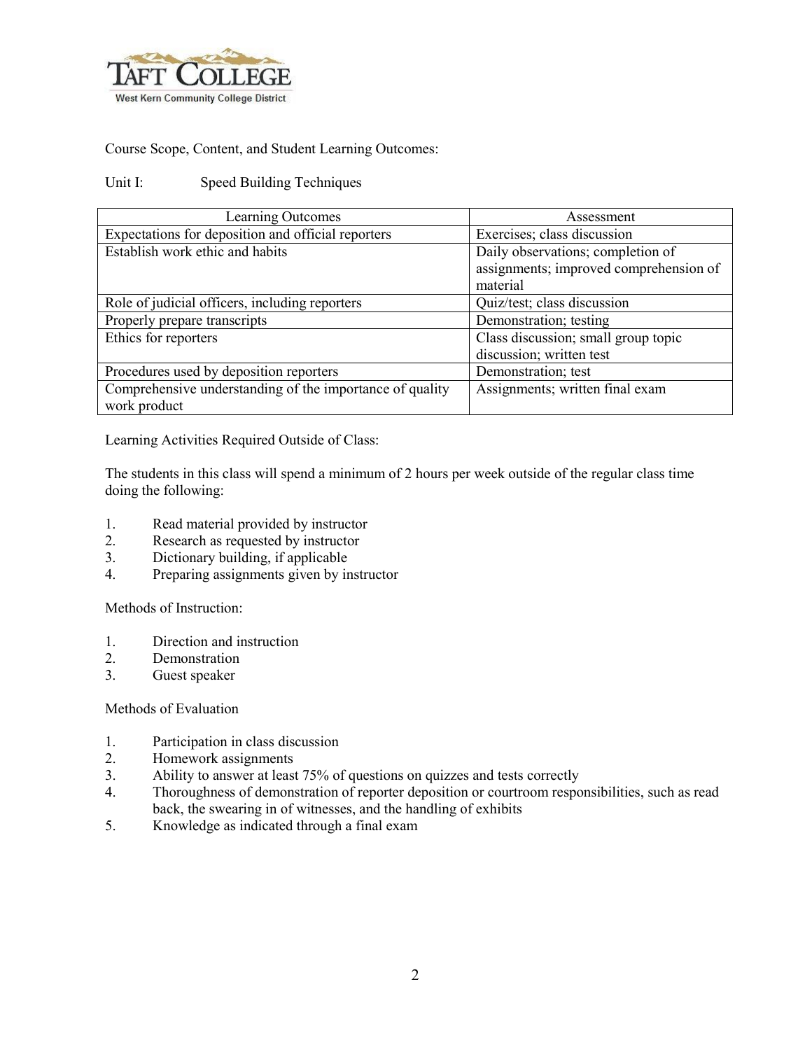Course Scope, Content, and Student Learning Outcomes:

Unit I: Speed Building Techniques

| Learning Outcomes | Assessment |
|---|---|
| Expectations for deposition and official reporters | Exercises; class discussion |
| Establish work ethic and habits | Daily observations; completion of assignments; improved comprehension of material |
| Role of judicial officers, including reporters | Quiz/test; class discussion |
| Properly prepare transcripts | Demonstration; testing |
| Ethics for reporters | Class discussion; small group topic discussion; written test |
| Procedures used by deposition reporters | Demonstration; test |
| Comprehensive understanding of the importance of quality work product | Assignments; written final exam |

Learning Activities Required Outside of Class:

The students in this class will spend a minimum of 2 hours per week outside of the regular class time doing the following:

1. Read material provided by instructor
2. Research as requested by instructor
3. Dictionary building, if applicable
4. Preparing assignments given by instructor

Methods of Instruction:

1. Direction and instruction
2. Demonstration
3. Guest speaker

Methods of Evaluation

1. Participation in class discussion
2. Homework assignments
3. Ability to answer at least 75% of questions on quizzes and tests correctly
4. Thoroughness of demonstration of reporter deposition or courtroom responsibilities, such as read back, the swearing in of witnesses, and the handling of exhibits
5. Knowledge as indicated through a final exam